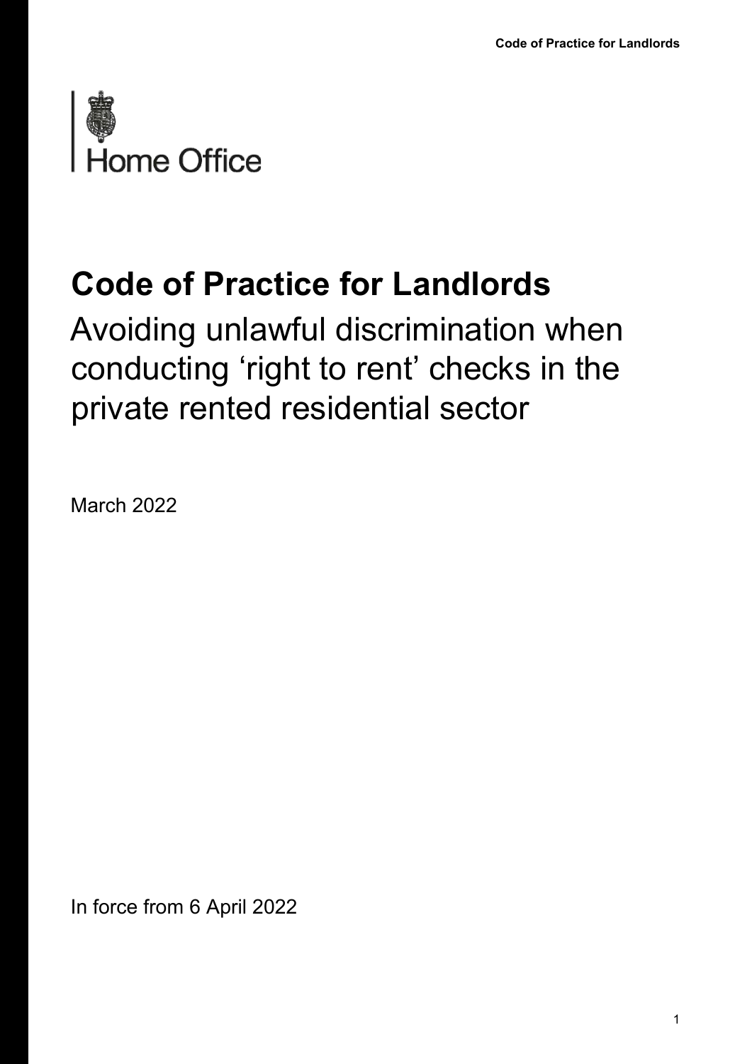Home Office

# Code of Practice for Landlords

## Avoiding unlawful discrimination when conducting 'right to rent' checks in the private rented residential sector

March 2022

In force from 6 April 2022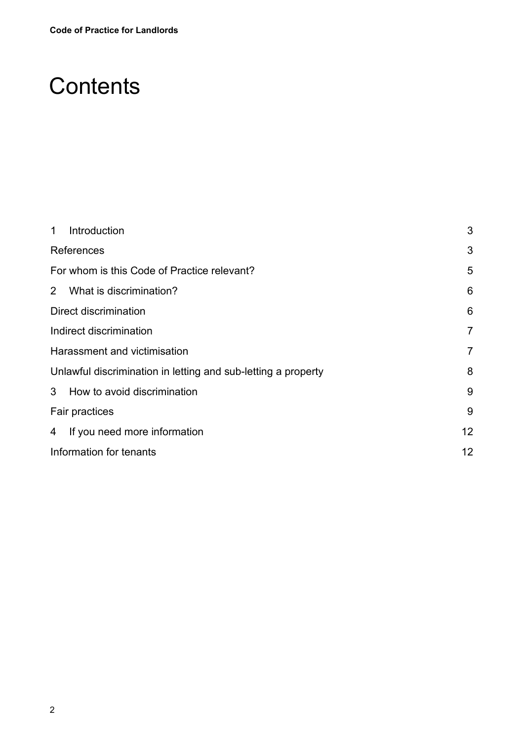# Contents

| | |
|---|---|
| 1 Introduction | 3 |
| References | 3 |
| For whom is this Code of Practice relevant? | 5 |
| 2 What is discrimination? | 6 |
| Direct discrimination | 6 |
| Indirect discrimination | 7 |
| Harassment and victimisation | 7 |
| Unlawful discrimination in letting and sub-letting a property | 8 |
| 3 How to avoid discrimination | 9 |
| Fair practices | 9 |
| 4 If you need more information | 12 |
| Information for tenants | 12 |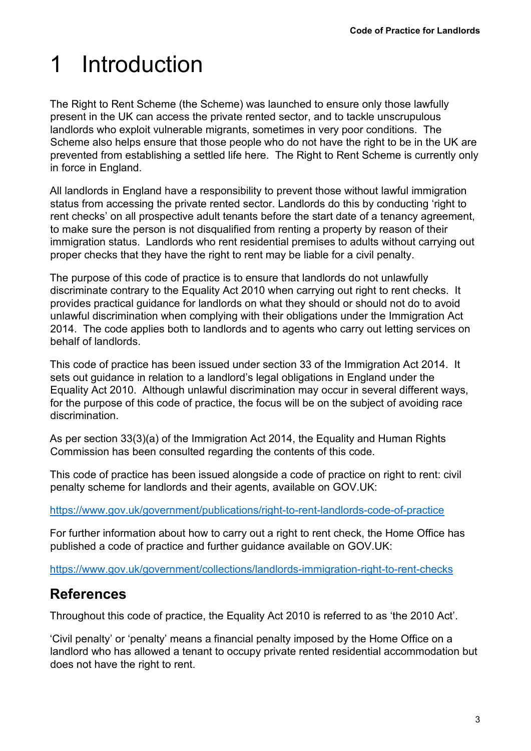# 1 Introduction

The Right to Rent Scheme (the Scheme) was launched to ensure only those lawfully present in the UK can access the private rented sector, and to tackle unscrupulous landlords who exploit vulnerable migrants, sometimes in very poor conditions. The Scheme also helps ensure that those people who do not have the right to be in the UK are prevented from establishing a settled life here. The Right to Rent Scheme is currently only in force in England.

All landlords in England have a responsibility to prevent those without lawful immigration status from accessing the private rented sector. Landlords do this by conducting 'right to rent checks' on all prospective adult tenants before the start date of a tenancy agreement, to make sure the person is not disqualified from renting a property by reason of their immigration status. Landlords who rent residential premises to adults without carrying out proper checks that they have the right to rent may be liable for a civil penalty.

The purpose of this code of practice is to ensure that landlords do not unlawfully discriminate contrary to the Equality Act 2010 when carrying out right to rent checks. It provides practical guidance for landlords on what they should or should not do to avoid unlawful discrimination when complying with their obligations under the Immigration Act 2014. The code applies both to landlords and to agents who carry out letting services on behalf of landlords.

This code of practice has been issued under section 33 of the Immigration Act 2014. It sets out guidance in relation to a landlord's legal obligations in England under the Equality Act 2010. Although unlawful discrimination may occur in several different ways, for the purpose of this code of practice, the focus will be on the subject of avoiding race discrimination.

As per section 33(3)(a) of the Immigration Act 2014, the Equality and Human Rights Commission has been consulted regarding the contents of this code.

This code of practice has been issued alongside a code of practice on right to rent: civil penalty scheme for landlords and their agents, available on GOV.UK:

https://www.gov.uk/government/publications/right-to-rent-landlords-code-of-practice

For further information about how to carry out a right to rent check, the Home Office has published a code of practice and further guidance available on GOV.UK:

https://www.gov.uk/government/collections/landlords-immigration-right-to-rent-checks

## References

Throughout this code of practice, the Equality Act 2010 is referred to as 'the 2010 Act'.

'Civil penalty' or 'penalty' means a financial penalty imposed by the Home Office on a landlord who has allowed a tenant to occupy private rented residential accommodation but does not have the right to rent.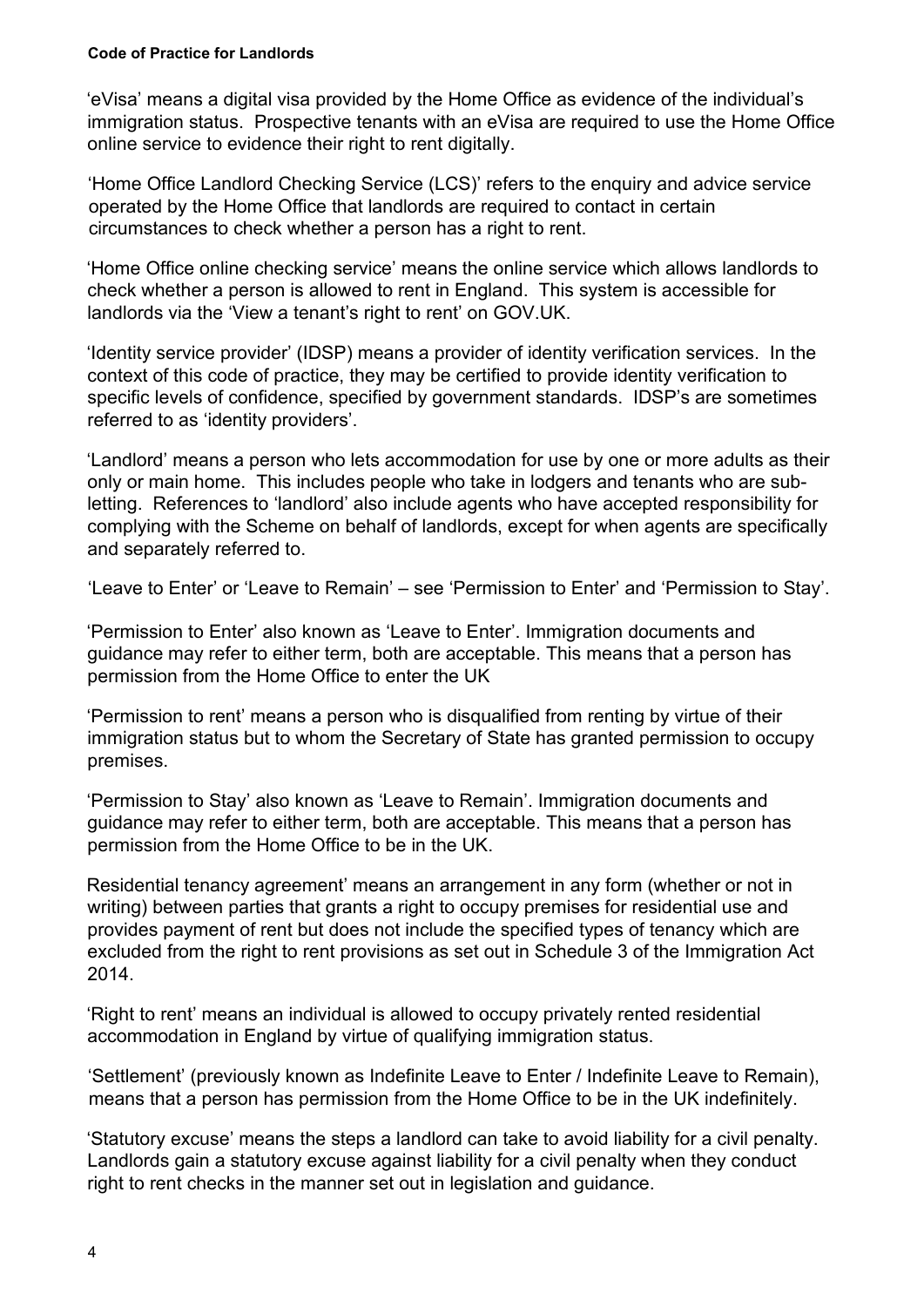'eVisa' means a digital visa provided by the Home Office as evidence of the individual's immigration status. Prospective tenants with an eVisa are required to use the Home Office online service to evidence their right to rent digitally.

'Home Office Landlord Checking Service (LCS)' refers to the enquiry and advice service operated by the Home Office that landlords are required to contact in certain circumstances to check whether a person has a right to rent.

'Home Office online checking service' means the online service which allows landlords to check whether a person is allowed to rent in England. This system is accessible for landlords via the 'View a tenant's right to rent' on GOV.UK.

'Identity service provider' (IDSP) means a provider of identity verification services. In the context of this code of practice, they may be certified to provide identity verification to specific levels of confidence, specified by government standards. IDSP's are sometimes referred to as 'identity providers'.

'Landlord' means a person who lets accommodation for use by one or more adults as their only or main home. This includes people who take in lodgers and tenants who are sub-letting. References to 'landlord' also include agents who have accepted responsibility for complying with the Scheme on behalf of landlords, except for when agents are specifically and separately referred to.

'Leave to Enter' or 'Leave to Remain' – see 'Permission to Enter' and 'Permission to Stay'.

'Permission to Enter' also known as 'Leave to Enter'. Immigration documents and guidance may refer to either term, both are acceptable. This means that a person has permission from the Home Office to enter the UK

'Permission to rent' means a person who is disqualified from renting by virtue of their immigration status but to whom the Secretary of State has granted permission to occupy premises.

'Permission to Stay' also known as 'Leave to Remain'. Immigration documents and guidance may refer to either term, both are acceptable. This means that a person has permission from the Home Office to be in the UK.

Residential tenancy agreement' means an arrangement in any form (whether or not in writing) between parties that grants a right to occupy premises for residential use and provides payment of rent but does not include the specified types of tenancy which are excluded from the right to rent provisions as set out in Schedule 3 of the Immigration Act 2014.

'Right to rent' means an individual is allowed to occupy privately rented residential accommodation in England by virtue of qualifying immigration status.

'Settlement' (previously known as Indefinite Leave to Enter / Indefinite Leave to Remain), means that a person has permission from the Home Office to be in the UK indefinitely.

'Statutory excuse' means the steps a landlord can take to avoid liability for a civil penalty. Landlords gain a statutory excuse against liability for a civil penalty when they conduct right to rent checks in the manner set out in legislation and guidance.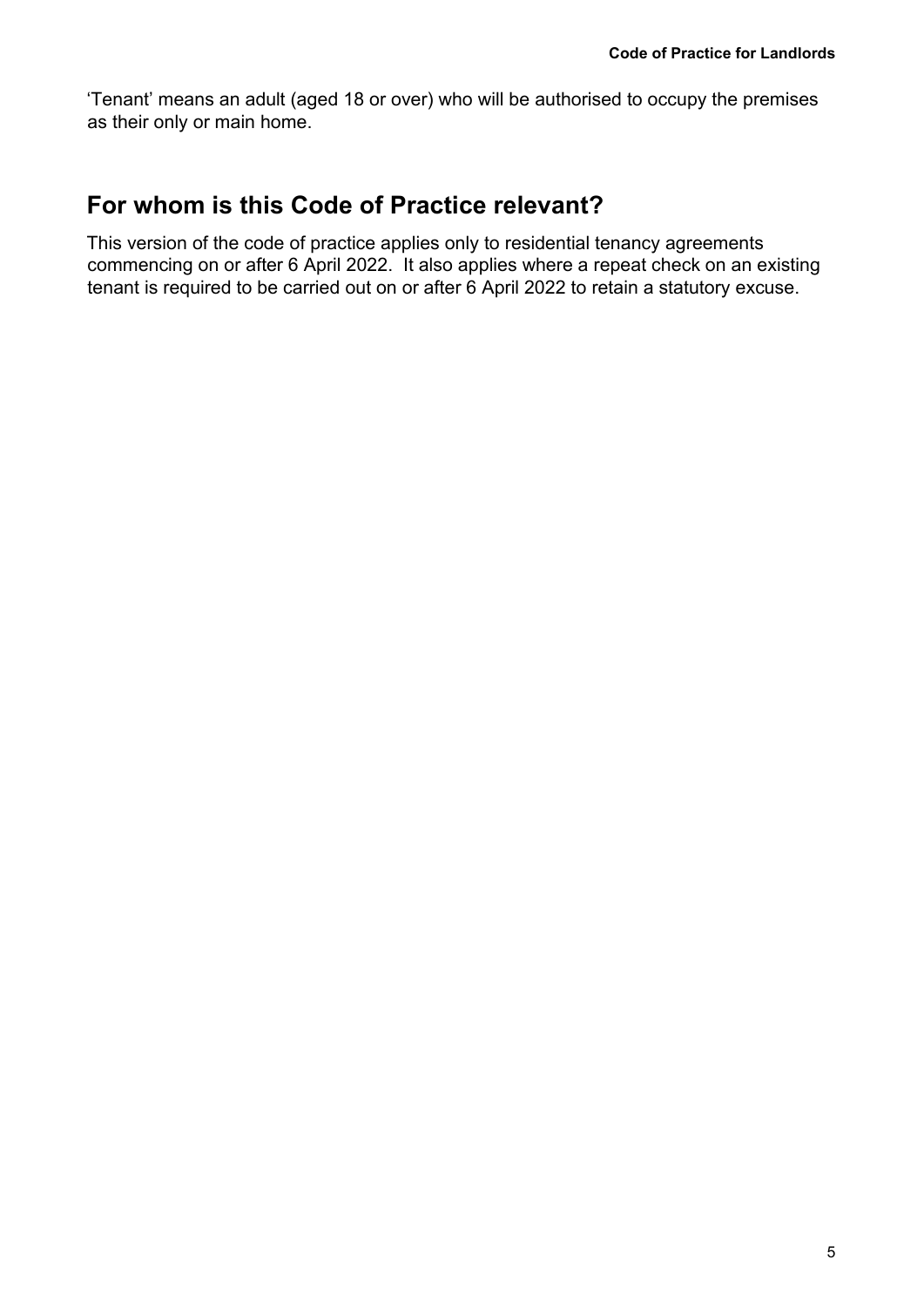'Tenant' means an adult (aged 18 or over) who will be authorised to occupy the premises as their only or main home.

## For whom is this Code of Practice relevant?

This version of the code of practice applies only to residential tenancy agreements commencing on or after 6 April 2022. It also applies where a repeat check on an existing tenant is required to be carried out on or after 6 April 2022 to retain a statutory excuse.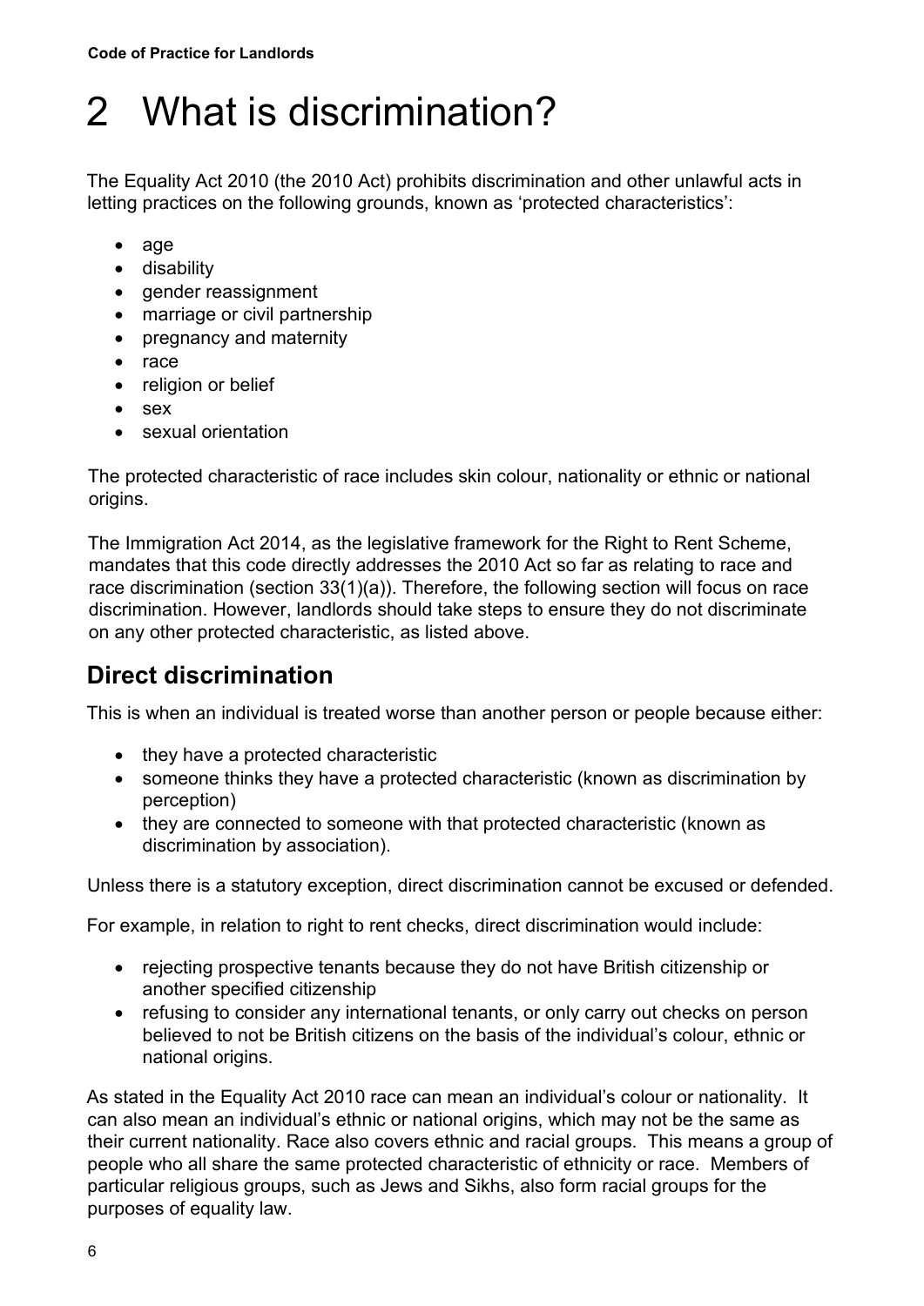# 2 What is discrimination?

The Equality Act 2010 (the 2010 Act) prohibits discrimination and other unlawful acts in letting practices on the following grounds, known as 'protected characteristics':

- age
- disability
- gender reassignment
- marriage or civil partnership
- pregnancy and maternity
- race
- religion or belief
- sex
- sexual orientation

The protected characteristic of race includes skin colour, nationality or ethnic or national origins.

The Immigration Act 2014, as the legislative framework for the Right to Rent Scheme, mandates that this code directly addresses the 2010 Act so far as relating to race and race discrimination (section 33(1)(a)). Therefore, the following section will focus on race discrimination. However, landlords should take steps to ensure they do not discriminate on any other protected characteristic, as listed above.

## Direct discrimination

This is when an individual is treated worse than another person or people because either:

- they have a protected characteristic
- someone thinks they have a protected characteristic (known as discrimination by perception)
- they are connected to someone with that protected characteristic (known as discrimination by association).

Unless there is a statutory exception, direct discrimination cannot be excused or defended.

For example, in relation to right to rent checks, direct discrimination would include:

- rejecting prospective tenants because they do not have British citizenship or another specified citizenship
- refusing to consider any international tenants, or only carry out checks on person believed to not be British citizens on the basis of the individual's colour, ethnic or national origins.

As stated in the Equality Act 2010 race can mean an individual's colour or nationality. It can also mean an individual's ethnic or national origins, which may not be the same as their current nationality. Race also covers ethnic and racial groups. This means a group of people who all share the same protected characteristic of ethnicity or race. Members of particular religious groups, such as Jews and Sikhs, also form racial groups for the purposes of equality law.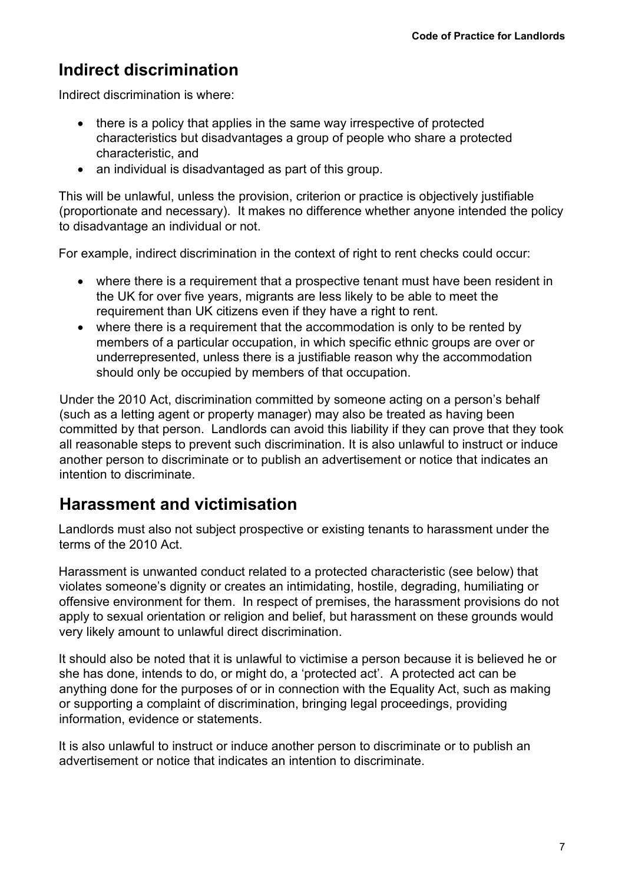## Indirect discrimination

Indirect discrimination is where:

- there is a policy that applies in the same way irrespective of protected characteristics but disadvantages a group of people who share a protected characteristic, and
- an individual is disadvantaged as part of this group.

This will be unlawful, unless the provision, criterion or practice is objectively justifiable (proportionate and necessary). It makes no difference whether anyone intended the policy to disadvantage an individual or not.

For example, indirect discrimination in the context of right to rent checks could occur:

- where there is a requirement that a prospective tenant must have been resident in the UK for over five years, migrants are less likely to be able to meet the requirement than UK citizens even if they have a right to rent.
- where there is a requirement that the accommodation is only to be rented by members of a particular occupation, in which specific ethnic groups are over or underrepresented, unless there is a justifiable reason why the accommodation should only be occupied by members of that occupation.

Under the 2010 Act, discrimination committed by someone acting on a person's behalf (such as a letting agent or property manager) may also be treated as having been committed by that person. Landlords can avoid this liability if they can prove that they took all reasonable steps to prevent such discrimination. It is also unlawful to instruct or induce another person to discriminate or to publish an advertisement or notice that indicates an intention to discriminate.

## Harassment and victimisation

Landlords must also not subject prospective or existing tenants to harassment under the terms of the 2010 Act.

Harassment is unwanted conduct related to a protected characteristic (see below) that violates someone's dignity or creates an intimidating, hostile, degrading, humiliating or offensive environment for them. In respect of premises, the harassment provisions do not apply to sexual orientation or religion and belief, but harassment on these grounds would very likely amount to unlawful direct discrimination.

It should also be noted that it is unlawful to victimise a person because it is believed he or she has done, intends to do, or might do, a 'protected act'. A protected act can be anything done for the purposes of or in connection with the Equality Act, such as making or supporting a complaint of discrimination, bringing legal proceedings, providing information, evidence or statements.

It is also unlawful to instruct or induce another person to discriminate or to publish an advertisement or notice that indicates an intention to discriminate.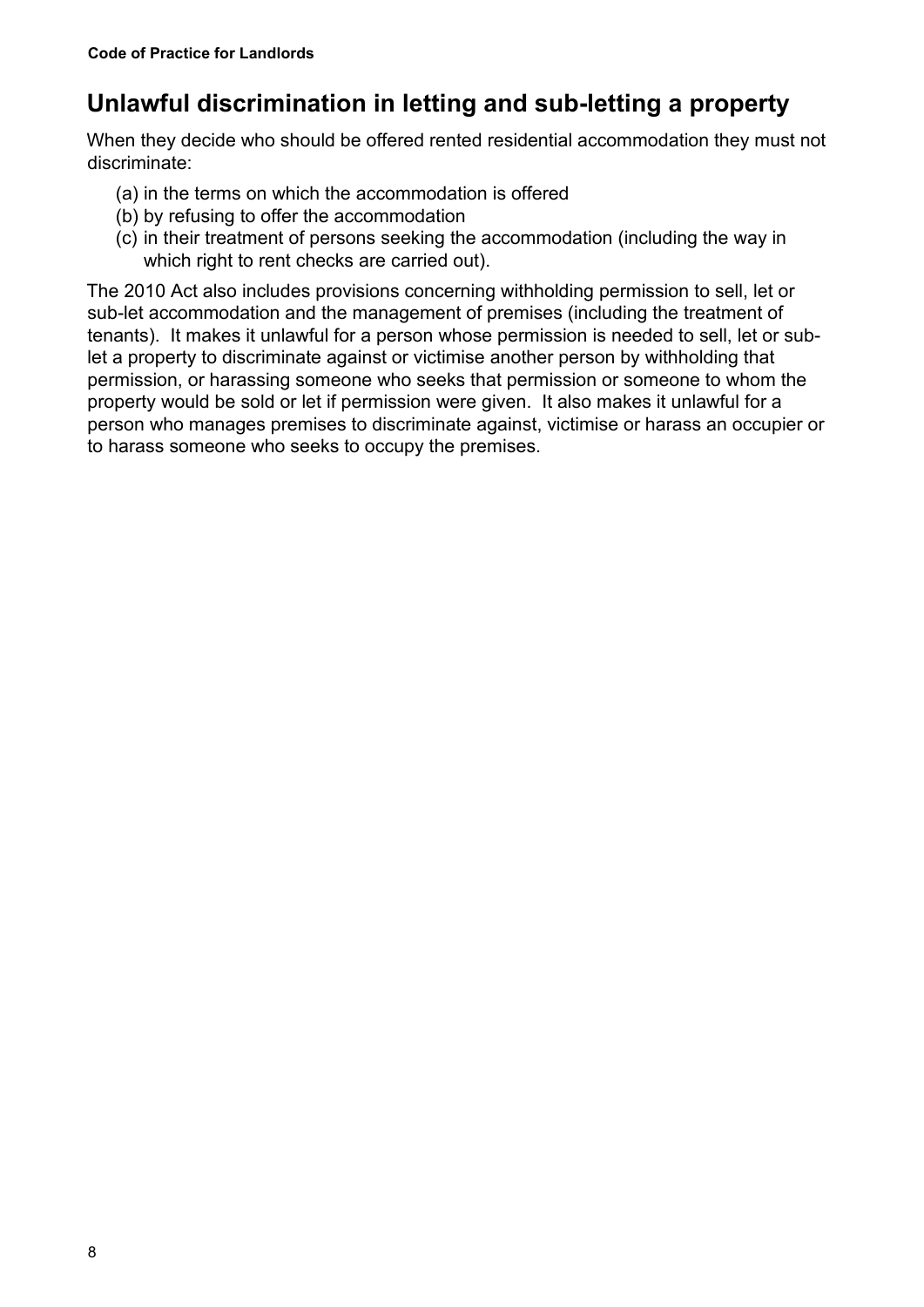## Unlawful discrimination in letting and sub-letting a property

When they decide who should be offered rented residential accommodation they must not discriminate:

(a) in the terms on which the accommodation is offered
(b) by refusing to offer the accommodation
(c) in their treatment of persons seeking the accommodation (including the way in which right to rent checks are carried out).

The 2010 Act also includes provisions concerning withholding permission to sell, let or sub-let accommodation and the management of premises (including the treatment of tenants). It makes it unlawful for a person whose permission is needed to sell, let or sub-let a property to discriminate against or victimise another person by withholding that permission, or harassing someone who seeks that permission or someone to whom the property would be sold or let if permission were given. It also makes it unlawful for a person who manages premises to discriminate against, victimise or harass an occupier or to harass someone who seeks to occupy the premises.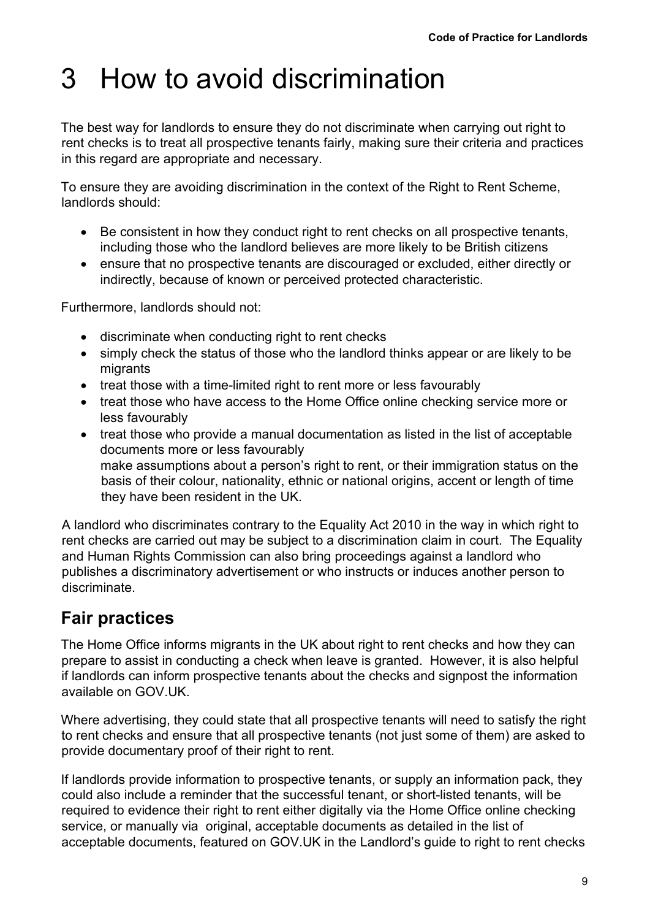# 3 How to avoid discrimination

The best way for landlords to ensure they do not discriminate when carrying out right to rent checks is to treat all prospective tenants fairly, making sure their criteria and practices in this regard are appropriate and necessary.

To ensure they are avoiding discrimination in the context of the Right to Rent Scheme, landlords should:

- Be consistent in how they conduct right to rent checks on all prospective tenants, including those who the landlord believes are more likely to be British citizens
- ensure that no prospective tenants are discouraged or excluded, either directly or indirectly, because of known or perceived protected characteristic.

Furthermore, landlords should not:

- discriminate when conducting right to rent checks
- simply check the status of those who the landlord thinks appear or are likely to be migrants
- treat those with a time-limited right to rent more or less favourably
- treat those who have access to the Home Office online checking service more or less favourably
- treat those who provide a manual documentation as listed in the list of acceptable documents more or less favourably
  make assumptions about a person's right to rent, or their immigration status on the basis of their colour, nationality, ethnic or national origins, accent or length of time they have been resident in the UK.

A landlord who discriminates contrary to the Equality Act 2010 in the way in which right to rent checks are carried out may be subject to a discrimination claim in court. The Equality and Human Rights Commission can also bring proceedings against a landlord who publishes a discriminatory advertisement or who instructs or induces another person to discriminate.

## Fair practices

The Home Office informs migrants in the UK about right to rent checks and how they can prepare to assist in conducting a check when leave is granted. However, it is also helpful if landlords can inform prospective tenants about the checks and signpost the information available on GOV.UK.

Where advertising, they could state that all prospective tenants will need to satisfy the right to rent checks and ensure that all prospective tenants (not just some of them) are asked to provide documentary proof of their right to rent.

If landlords provide information to prospective tenants, or supply an information pack, they could also include a reminder that the successful tenant, or short-listed tenants, will be required to evidence their right to rent either digitally via the Home Office online checking service, or manually via original, acceptable documents as detailed in the list of acceptable documents, featured on GOV.UK in the Landlord's guide to right to rent checks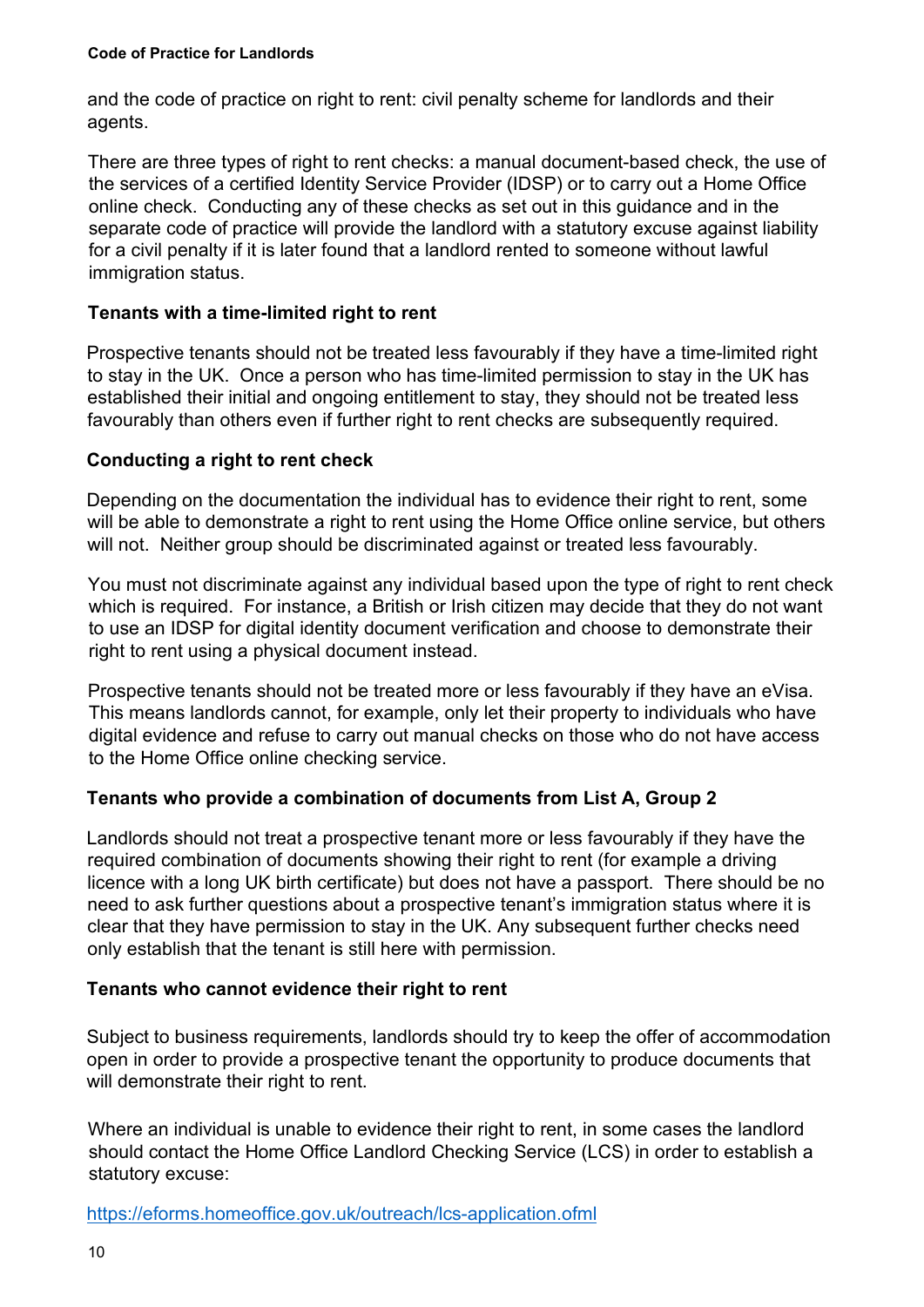and the code of practice on right to rent: civil penalty scheme for landlords and their agents.

There are three types of right to rent checks: a manual document-based check, the use of the services of a certified Identity Service Provider (IDSP) or to carry out a Home Office online check. Conducting any of these checks as set out in this guidance and in the separate code of practice will provide the landlord with a statutory excuse against liability for a civil penalty if it is later found that a landlord rented to someone without lawful immigration status.

**Tenants with a time-limited right to rent**

Prospective tenants should not be treated less favourably if they have a time-limited right to stay in the UK. Once a person who has time-limited permission to stay in the UK has established their initial and ongoing entitlement to stay, they should not be treated less favourably than others even if further right to rent checks are subsequently required.

**Conducting a right to rent check**

Depending on the documentation the individual has to evidence their right to rent, some will be able to demonstrate a right to rent using the Home Office online service, but others will not. Neither group should be discriminated against or treated less favourably.

You must not discriminate against any individual based upon the type of right to rent check which is required. For instance, a British or Irish citizen may decide that they do not want to use an IDSP for digital identity document verification and choose to demonstrate their right to rent using a physical document instead.

Prospective tenants should not be treated more or less favourably if they have an eVisa. This means landlords cannot, for example, only let their property to individuals who have digital evidence and refuse to carry out manual checks on those who do not have access to the Home Office online checking service.

**Tenants who provide a combination of documents from List A, Group 2**

Landlords should not treat a prospective tenant more or less favourably if they have the required combination of documents showing their right to rent (for example a driving licence with a long UK birth certificate) but does not have a passport. There should be no need to ask further questions about a prospective tenant's immigration status where it is clear that they have permission to stay in the UK. Any subsequent further checks need only establish that the tenant is still here with permission.

**Tenants who cannot evidence their right to rent**

Subject to business requirements, landlords should try to keep the offer of accommodation open in order to provide a prospective tenant the opportunity to produce documents that will demonstrate their right to rent.

Where an individual is unable to evidence their right to rent, in some cases the landlord should contact the Home Office Landlord Checking Service (LCS) in order to establish a statutory excuse:

https://eforms.homeoffice.gov.uk/outreach/lcs-application.ofml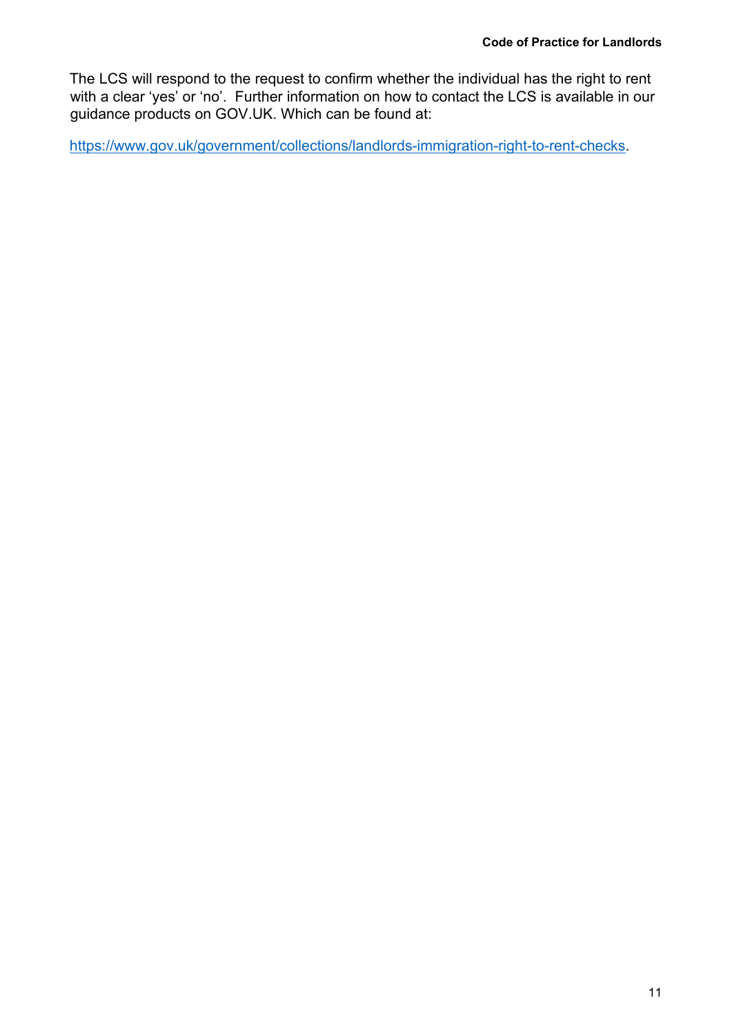The LCS will respond to the request to confirm whether the individual has the right to rent with a clear 'yes' or 'no'.  Further information on how to contact the LCS is available in our guidance products on GOV.UK. Which can be found at:

https://www.gov.uk/government/collections/landlords-immigration-right-to-rent-checks.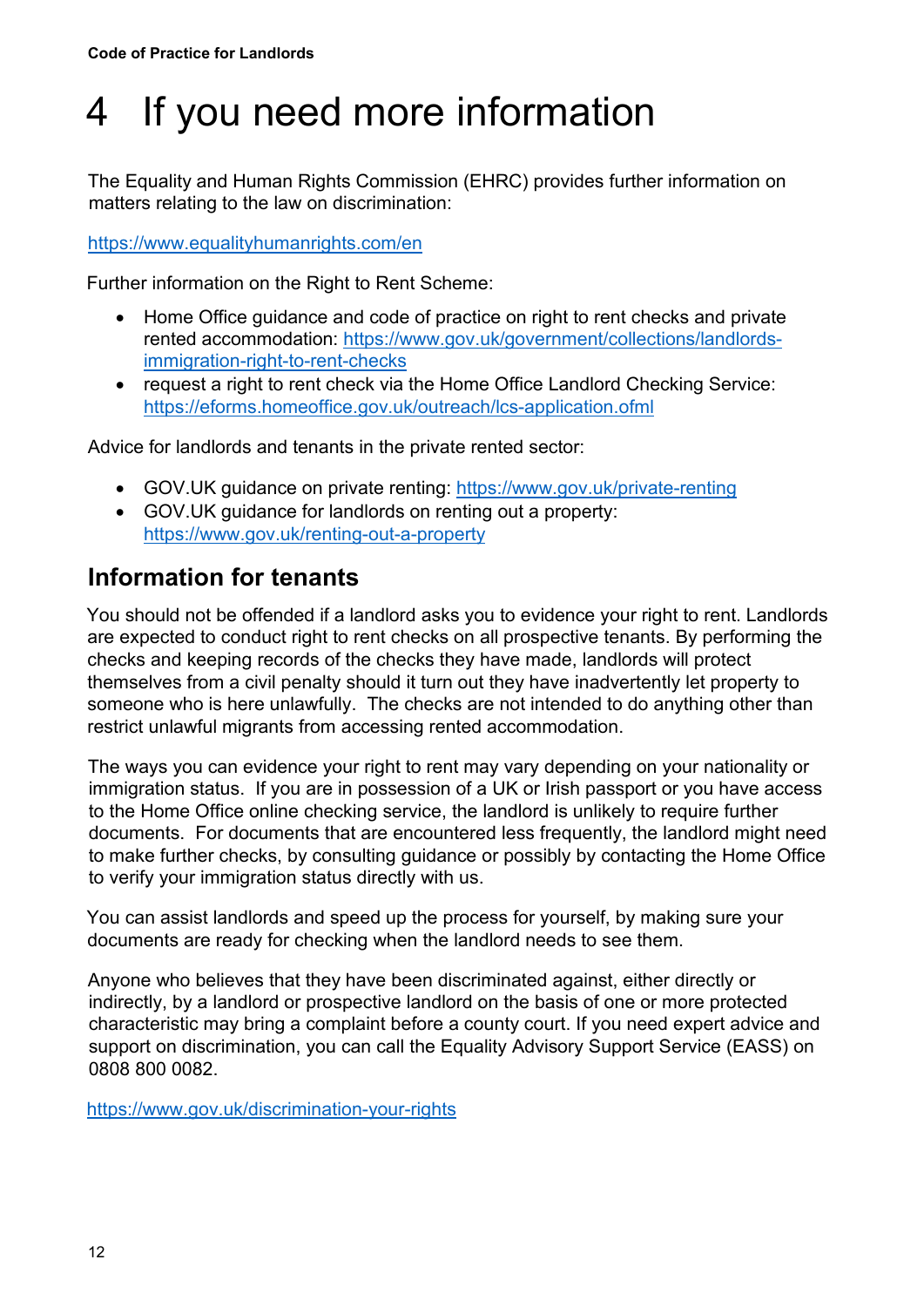# 4 If you need more information

The Equality and Human Rights Commission (EHRC) provides further information on matters relating to the law on discrimination:

https://www.equalityhumanrights.com/en

Further information on the Right to Rent Scheme:

- Home Office guidance and code of practice on right to rent checks and private rented accommodation: https://www.gov.uk/government/collections/landlords-immigration-right-to-rent-checks
- request a right to rent check via the Home Office Landlord Checking Service: https://eforms.homeoffice.gov.uk/outreach/lcs-application.ofml

Advice for landlords and tenants in the private rented sector:

- GOV.UK guidance on private renting: https://www.gov.uk/private-renting
- GOV.UK guidance for landlords on renting out a property: https://www.gov.uk/renting-out-a-property

## Information for tenants

You should not be offended if a landlord asks you to evidence your right to rent. Landlords are expected to conduct right to rent checks on all prospective tenants. By performing the checks and keeping records of the checks they have made, landlords will protect themselves from a civil penalty should it turn out they have inadvertently let property to someone who is here unlawfully. The checks are not intended to do anything other than restrict unlawful migrants from accessing rented accommodation.

The ways you can evidence your right to rent may vary depending on your nationality or immigration status. If you are in possession of a UK or Irish passport or you have access to the Home Office online checking service, the landlord is unlikely to require further documents. For documents that are encountered less frequently, the landlord might need to make further checks, by consulting guidance or possibly by contacting the Home Office to verify your immigration status directly with us.

You can assist landlords and speed up the process for yourself, by making sure your documents are ready for checking when the landlord needs to see them.

Anyone who believes that they have been discriminated against, either directly or indirectly, by a landlord or prospective landlord on the basis of one or more protected characteristic may bring a complaint before a county court. If you need expert advice and support on discrimination, you can call the Equality Advisory Support Service (EASS) on 0808 800 0082.

https://www.gov.uk/discrimination-your-rights